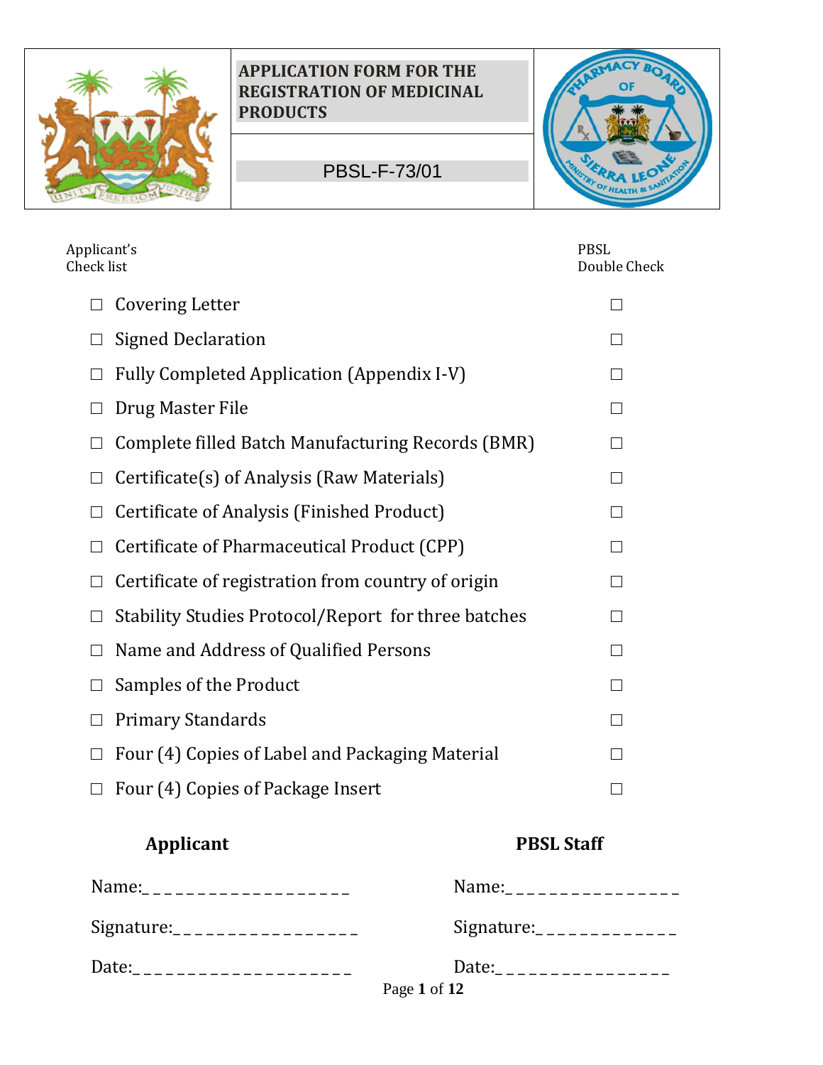| | APPLICATION FORM FOR THE REGISTRATION OF MEDICINAL PRODUCTS | |
|---|---|---|
| | PBSL-F-73/01 | |

| Applicant's Check list | | PBSL Double Check |
|---|---|---|
| ☐ | Covering Letter | ☐ |
| ☐ | Signed Declaration | ☐ |
| ☐ | Fully Completed Application (Appendix I-V) | ☐ |
| ☐ | Drug Master File | ☐ |
| ☐ | Complete filled Batch Manufacturing Records (BMR) | ☐ |
| ☐ | Certificate(s) of Analysis (Raw Materials) | ☐ |
| ☐ | Certificate of Analysis (Finished Product) | ☐ |
| ☐ | Certificate of Pharmaceutical Product (CPP) | ☐ |
| ☐ | Certificate of registration from country of origin | ☐ |
| ☐ | Stability Studies Protocol/Report for three batches | ☐ |
| ☐ | Name and Address of Qualified Persons | ☐ |
| ☐ | Samples of the Product | ☐ |
| ☐ | Primary Standards | ☐ |
| ☐ | Four (4) Copies of Label and Packaging Material | ☐ |
| ☐ | Four (4) Copies of Package Insert | ☐ |

| **Applicant** | **PBSL Staff** |
|---|---|
| Name:____________________ | Name:_________________ |
| Signature:__________________ | Signature:______________ |
| Date:_____________________ | Date:_________________ |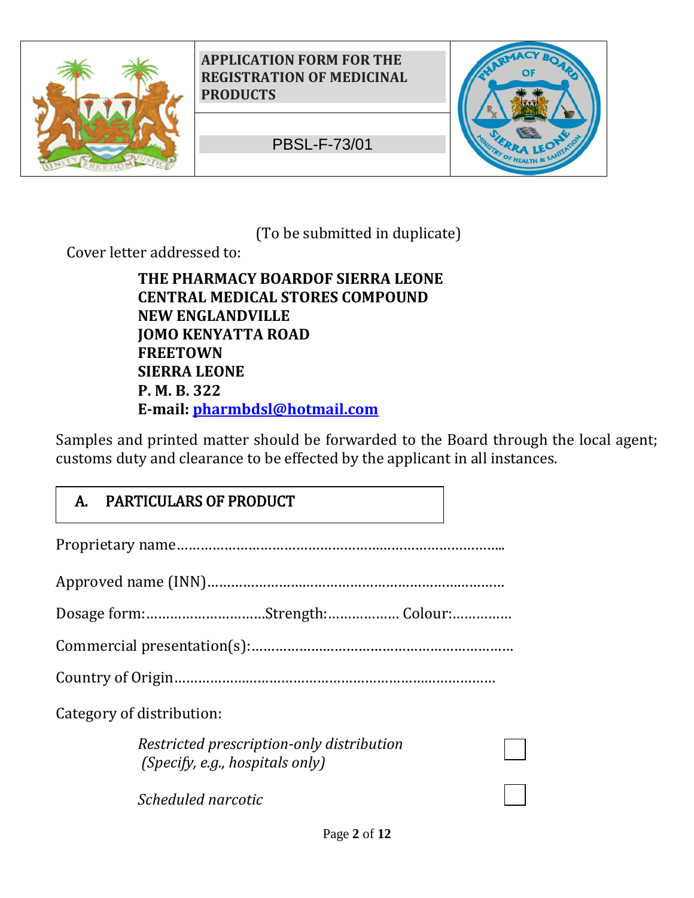| | APPLICATION FORM FOR THE REGISTRATION OF MEDICINAL PRODUCTS | |
|---|---|---|
| | PBSL-F-73/01 | |

(To be submitted in duplicate)

Cover letter addressed to:

**THE PHARMACY BOARDOF SIERRA LEONE**
**CENTRAL MEDICAL STORES COMPOUND**
**NEW ENGLANDVILLE**
**JOMO KENYATTA ROAD**
**FREETOWN**
**SIERRA LEONE**
**P. M. B. 322**
**E-mail: pharmbdsl@hotmail.com**

Samples and printed matter should be forwarded to the Board through the local agent; customs duty and clearance to be effected by the applicant in all instances.

## A. PARTICULARS OF PRODUCT

Proprietary name………………………………………………………………………..

Approved name (INN)…………………………………………………………………

Dosage form:…………………………Strength:……………… Colour:……………

Commercial presentation(s):…………………………………………………………

Country of Origin………………………………………………………………………

Category of distribution:

*Restricted prescription-only distribution (Specify, e.g., hospitals only)* ☐

*Scheduled narcotic* ☐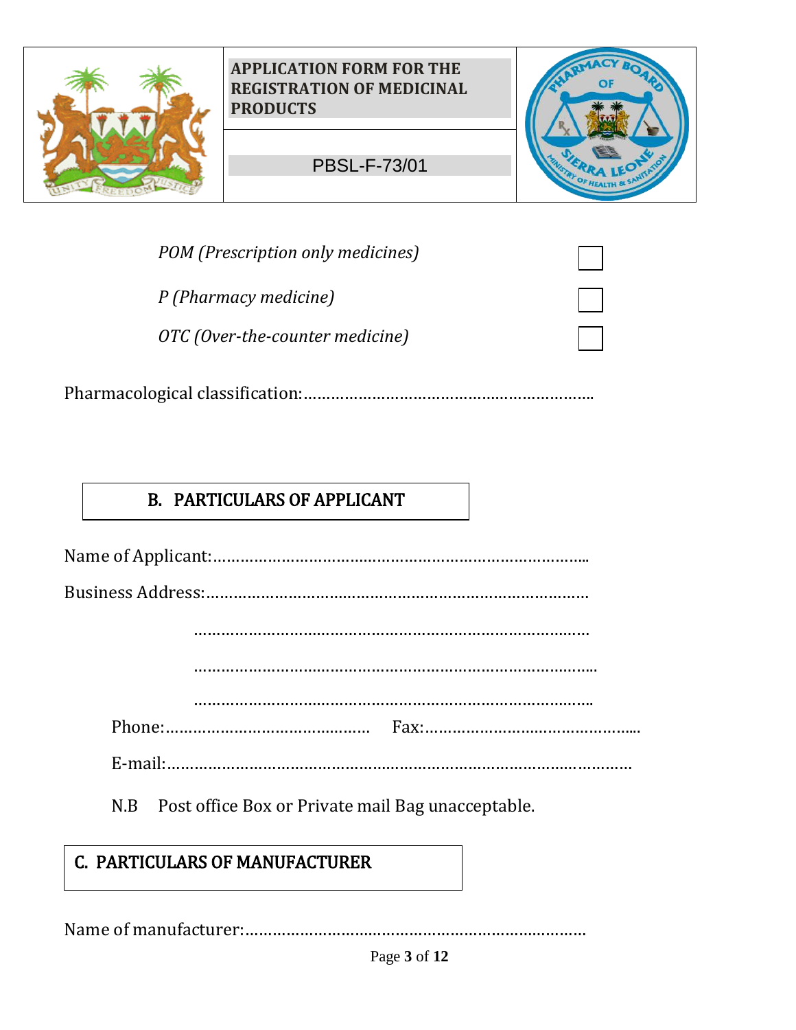| | APPLICATION FORM FOR THE REGISTRATION OF MEDICINAL PRODUCTS | |
|---|---|---|
| | PBSL-F-73/01 | |

*POM (Prescription only medicines)* ☐

*P (Pharmacy medicine)* ☐

*OTC (Over-the-counter medicine)* ☐

Pharmacological classification:…………………………………………………………

## B. PARTICULARS OF APPLICANT

Name of Applicant:…………………………………………………………………………

Business Address:…………………………………………………………………………

…………………………………………………………………………

…………………………………………………………………………

…………………………………………………………………………

Phone:……………………………………… Fax:………………………………………

E-mail:…………………………………………………………………………………………

N.B Post office Box or Private mail Bag unacceptable.

## C. PARTICULARS OF MANUFACTURER

Name of manufacturer:…………………………………………………………………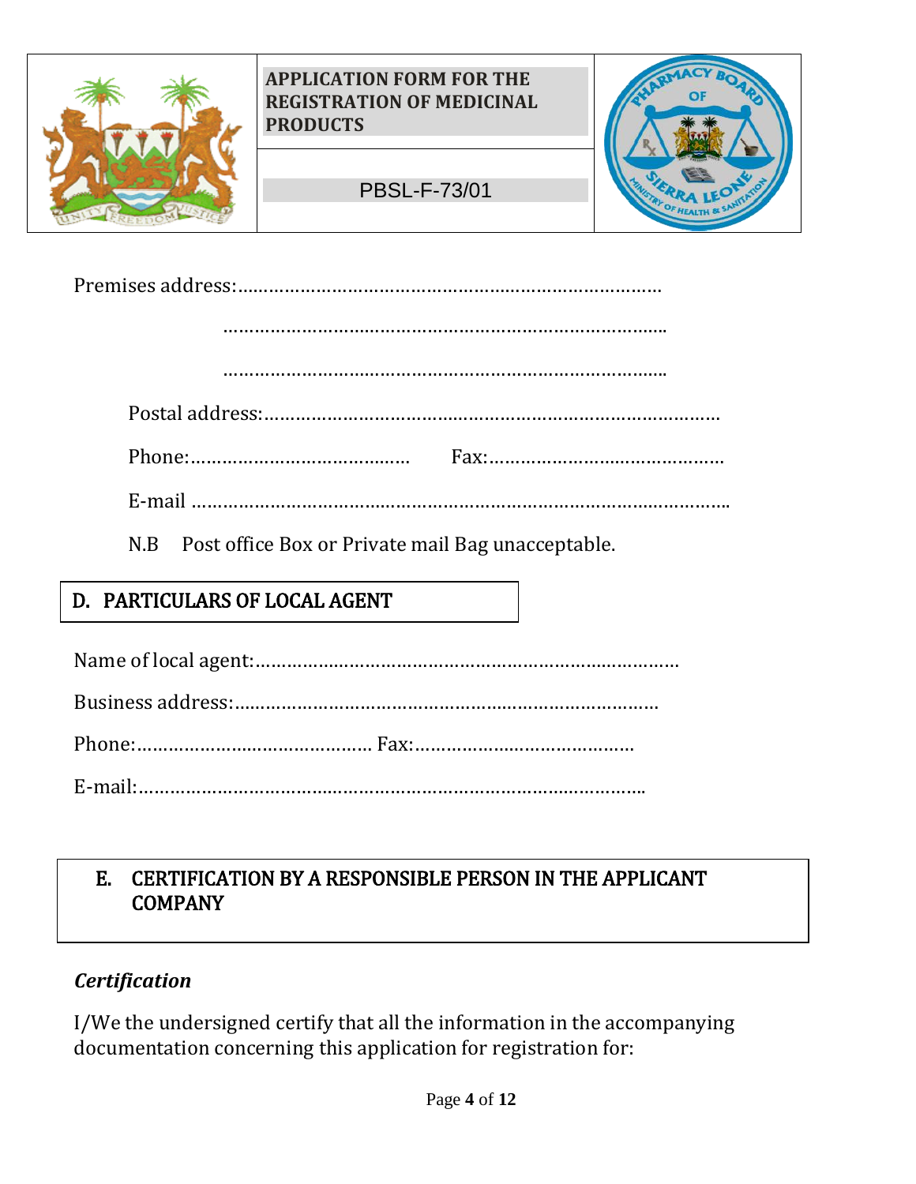Premises address:……………………………………………………………………

……………………………………………………………………………

……………………………………………………………………………

Postal address:……………………………………………………………………

Phone:……………………………… Fax:………………………………

E-mail ……………………………………………………………………………

N.B Post office Box or Private mail Bag unacceptable.

## D. PARTICULARS OF LOCAL AGENT

Name of local agent:……………………………………………………………

Business address:……………………………………………………………

Phone:……………………………… Fax:………………………………

E-mail:……………………………………………………………………………

## E. CERTIFICATION BY A RESPONSIBLE PERSON IN THE APPLICANT COMPANY

***Certification***

I/We the undersigned certify that all the information in the accompanying documentation concerning this application for registration for: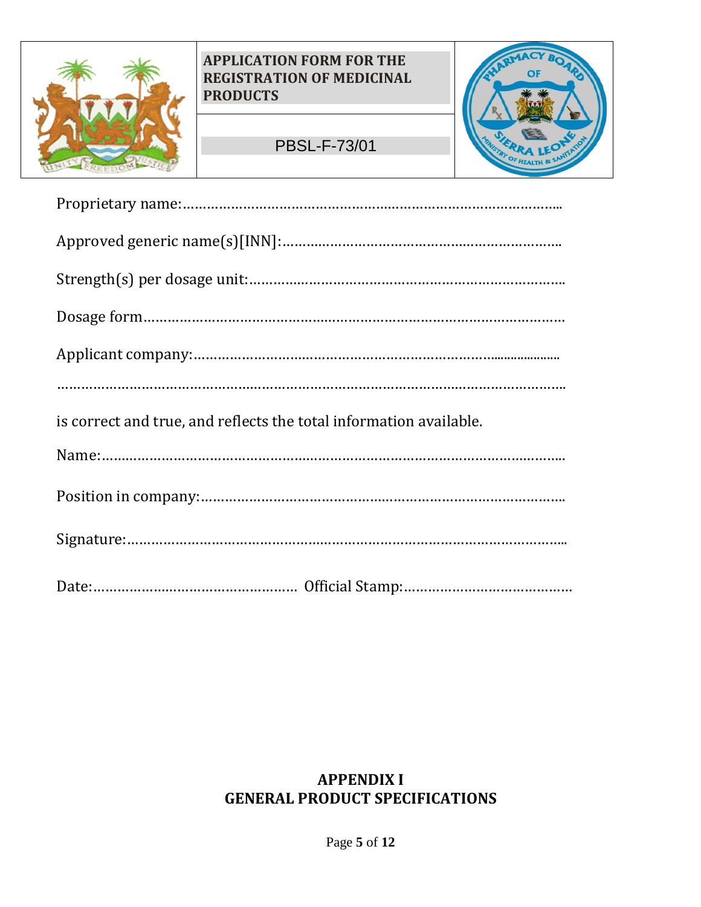| | APPLICATION FORM FOR THE REGISTRATION OF MEDICINAL PRODUCTS | |
|---|---|---|
| | PBSL-F-73/01 | |

Proprietary name:……………………………………………………………………………………..

Approved generic name(s)[INN]:…………………………………………………………….

Strength(s) per dosage unit:…………………………………………………………………….

Dosage form…………………………………………………………………………………………

Applicant company:……………………………………………………………………………

………………………………………………………………………………………………………….

is correct and true, and reflects the total information available.

Name:………………………………………………………………………………………………….

Position in company:……………………………………………………………………………….

Signature:……………………………………………………………………………………………..

Date:…………………………………………… Official Stamp:……………………………………

**APPENDIX I**
**GENERAL PRODUCT SPECIFICATIONS**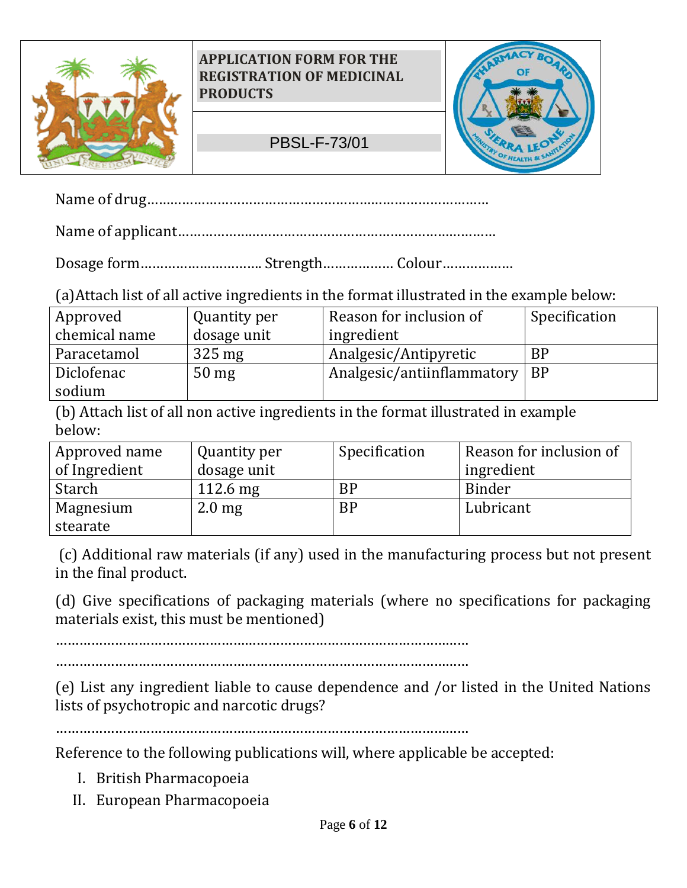| | **APPLICATION FORM FOR THE REGISTRATION OF MEDICINAL PRODUCTS** | |
|---|---|---|
| | PBSL-F-73/01 | |

Name of drug…………………………………………………………………………

Name of applicant……………………………………………………………………

Dosage form………………………… Strength……………… Colour………………

(a)Attach list of all active ingredients in the format illustrated in the example below:

| Approved chemical name | Quantity per dosage unit | Reason for inclusion of ingredient | Specification |
|---|---|---|---|
| Paracetamol | 325 mg | Analgesic/Antipyretic | BP |
| Diclofenac sodium | 50 mg | Analgesic/antiinflammatory | BP |

(b) Attach list of all non active ingredients in the format illustrated in example below:

| Approved name of Ingredient | Quantity per dosage unit | Specification | Reason for inclusion of ingredient |
|---|---|---|---|
| Starch | 112.6 mg | BP | Binder |
| Magnesium stearate | 2.0 mg | BP | Lubricant |

(c) Additional raw materials (if any) used in the manufacturing process but not present in the final product.

(d) Give specifications of packaging materials (where no specifications for packaging materials exist, this must be mentioned)

……………………………………………………………………………………………

……………………………………………………………………………………………

(e) List any ingredient liable to cause dependence and /or listed in the United Nations lists of psychotropic and narcotic drugs?

……………………………………………………………………………………………

Reference to the following publications will, where applicable be accepted:

I. British Pharmacopoeia
II. European Pharmacopoeia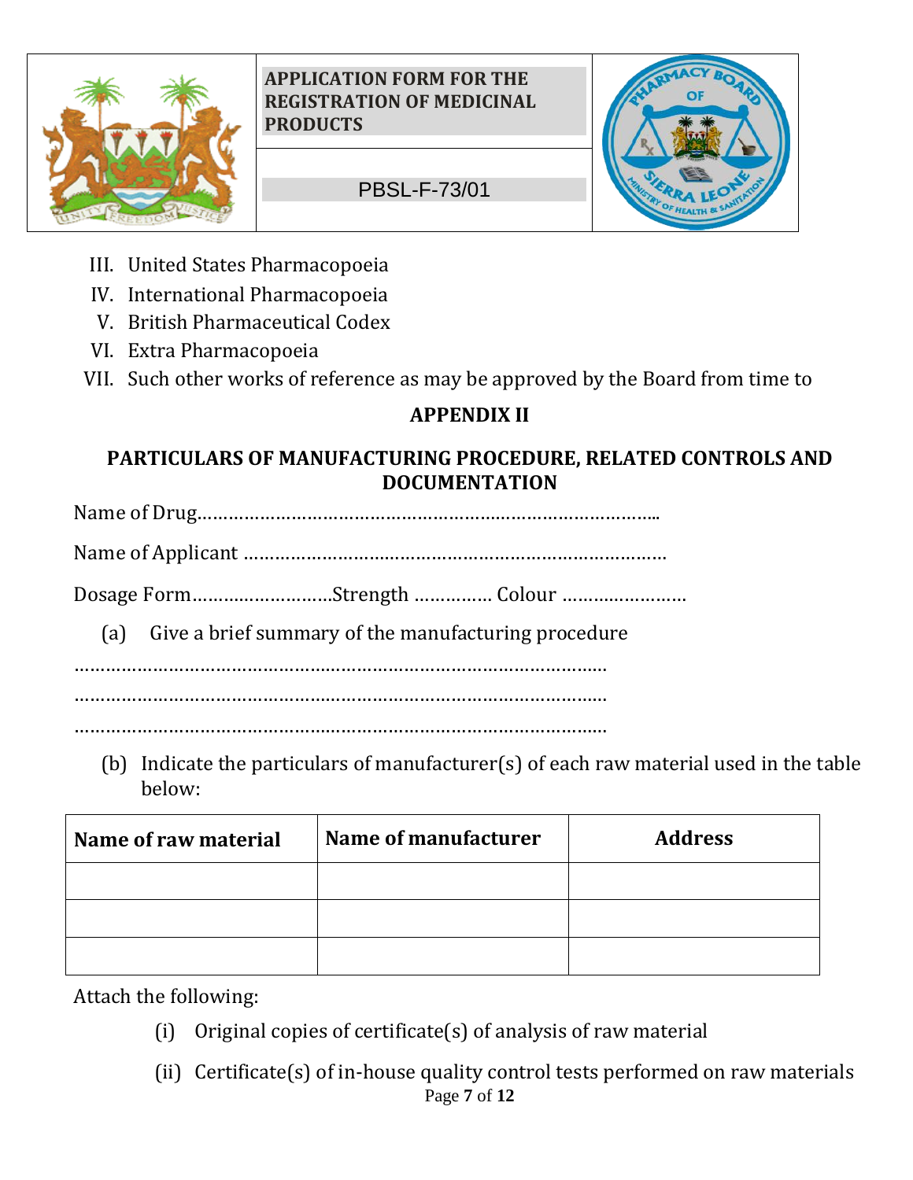III. United States Pharmacopoeia
IV. International Pharmacopoeia
V. British Pharmaceutical Codex
VI. Extra Pharmacopoeia
VII. Such other works of reference as may be approved by the Board from time to

## APPENDIX II

## PARTICULARS OF MANUFACTURING PROCEDURE, RELATED CONTROLS AND DOCUMENTATION

Name of Drug………………………………………………………………………………..

Name of Applicant ………………………………………………………………………

Dosage Form………………………Strength …………… Colour ……………………

(a) Give a brief summary of the manufacturing procedure

…………………………………………………………………………………………

…………………………………………………………………………………………

…………………………………………………………………………………………

(b) Indicate the particulars of manufacturer(s) of each raw material used in the table below:

| Name of raw material | Name of manufacturer | Address |
|---|---|---|
| | | |
| | | |
| | | |

Attach the following:

(i) Original copies of certificate(s) of analysis of raw material

(ii) Certificate(s) of in-house quality control tests performed on raw materials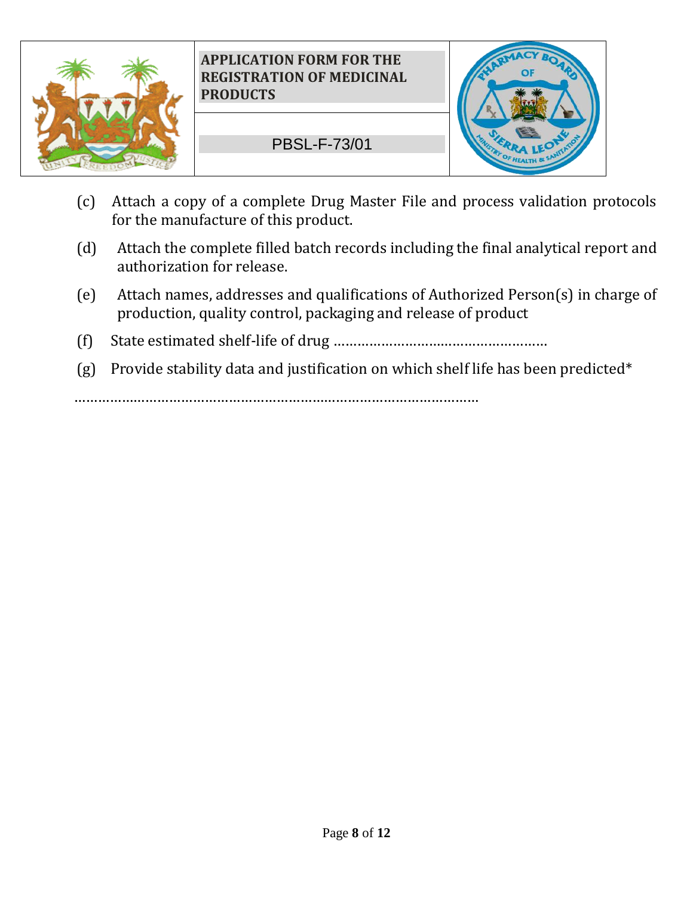(c) Attach a copy of a complete Drug Master File and process validation protocols for the manufacture of this product.

(d) Attach the complete filled batch records including the final analytical report and authorization for release.

(e) Attach names, addresses and qualifications of Authorized Person(s) in charge of production, quality control, packaging and release of product

(f) State estimated shelf-life of drug ………………………………………………

(g) Provide stability data and justification on which shelf life has been predicted*

………………………………………………………………………………………………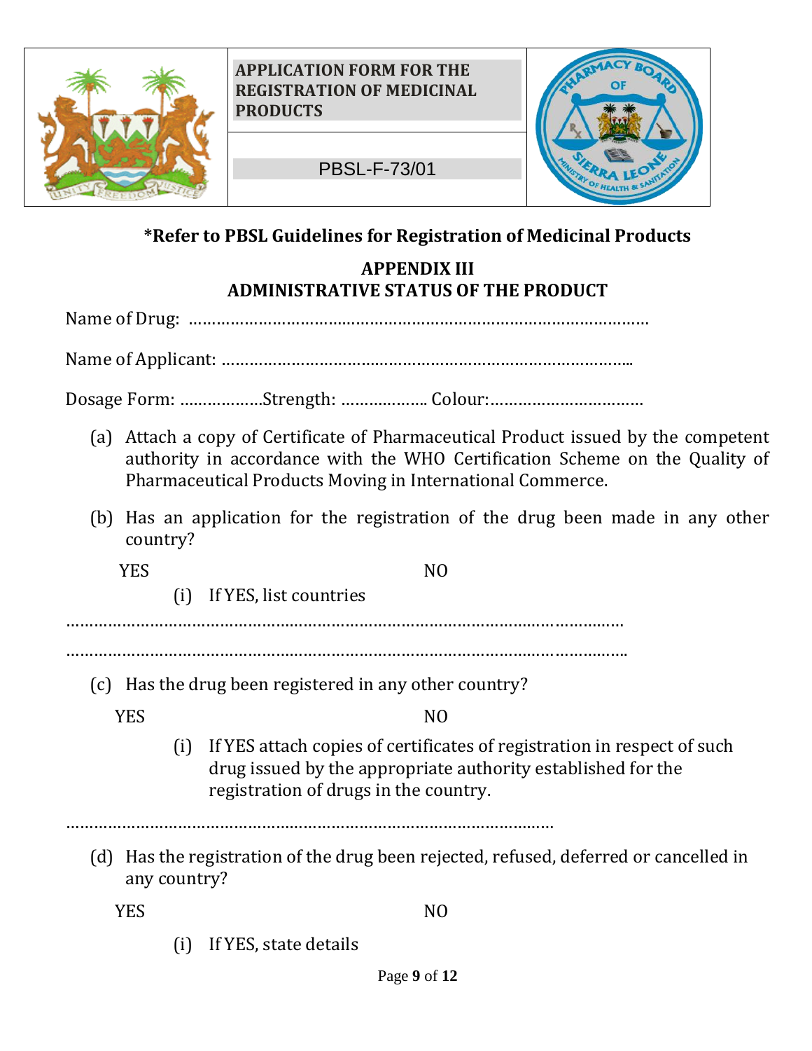| | APPLICATION FORM FOR THE REGISTRATION OF MEDICINAL PRODUCTS | |
|---|---|---|
| | PBSL-F-73/01 | |

**\*Refer to PBSL Guidelines for Registration of Medicinal Products**

## APPENDIX III
## ADMINISTRATIVE STATUS OF THE PRODUCT

Name of Drug: ……………………………………………………………………………………

Name of Applicant: …………………………………………………………………………..

Dosage Form: ………………Strength: ……………… Colour:……………………………

(a) Attach a copy of Certificate of Pharmaceutical Product issued by the competent authority in accordance with the WHO Certification Scheme on the Quality of Pharmaceutical Products Moving in International Commerce.

(b) Has an application for the registration of the drug been made in any other country?

YES NO

(i) If YES, list countries

……………………………………………………………………………………………………

……………………………………………………………………………………………………..

(c) Has the drug been registered in any other country?

YES NO

(i) If YES attach copies of certificates of registration in respect of such drug issued by the appropriate authority established for the registration of drugs in the country.

………………………………………………………………………………………………

(d) Has the registration of the drug been rejected, refused, deferred or cancelled in any country?

YES NO

(i) If YES, state details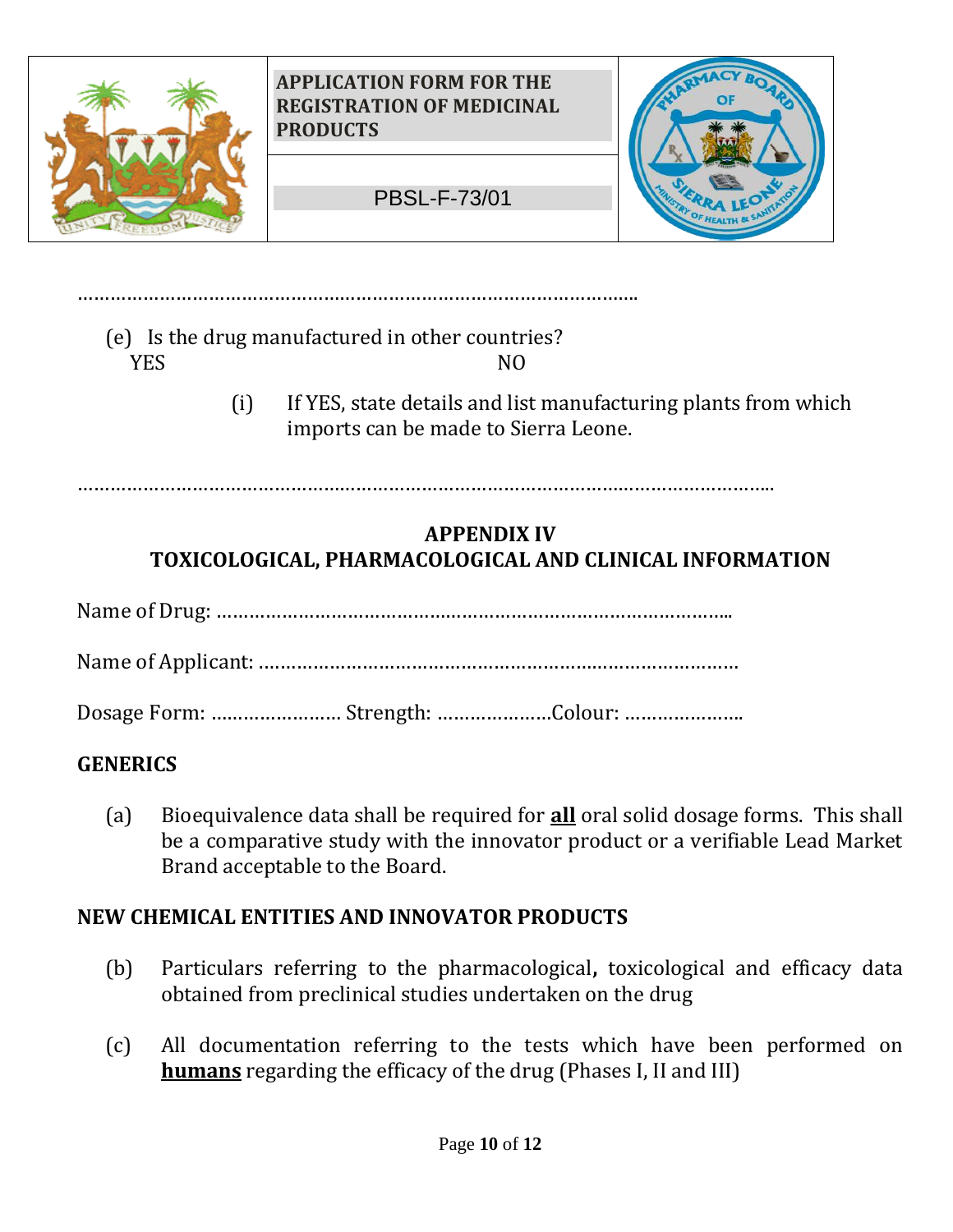………………………………………………………………………………………………

(e) Is the drug manufactured in other countries?
YES NO

(i) If YES, state details and list manufacturing plants from which imports can be made to Sierra Leone.

……………………………………………………………………………………………………………………

## APPENDIX IV
## TOXICOLOGICAL, PHARMACOLOGICAL AND CLINICAL INFORMATION

Name of Drug: ……………………………………………………………………………………..

Name of Applicant: ………………………………………………………………………………

Dosage Form: …………………… Strength: …………………Colour: …………………..

**GENERICS**

(a) Bioequivalence data shall be required for **all** oral solid dosage forms. This shall be a comparative study with the innovator product or a verifiable Lead Market Brand acceptable to the Board.

**NEW CHEMICAL ENTITIES AND INNOVATOR PRODUCTS**

(b) Particulars referring to the pharmacological**,** toxicological and efficacy data obtained from preclinical studies undertaken on the drug

(c) All documentation referring to the tests which have been performed on **humans** regarding the efficacy of the drug (Phases I, II and III)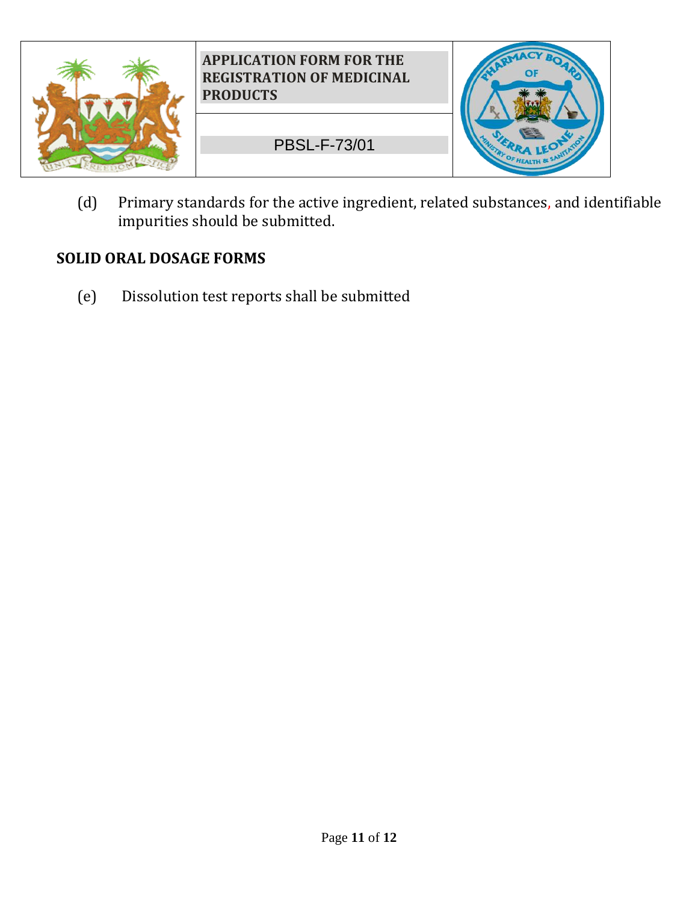(d) Primary standards for the active ingredient, related substances, and identifiable impurities should be submitted.

**SOLID ORAL DOSAGE FORMS**

(e) Dissolution test reports shall be submitted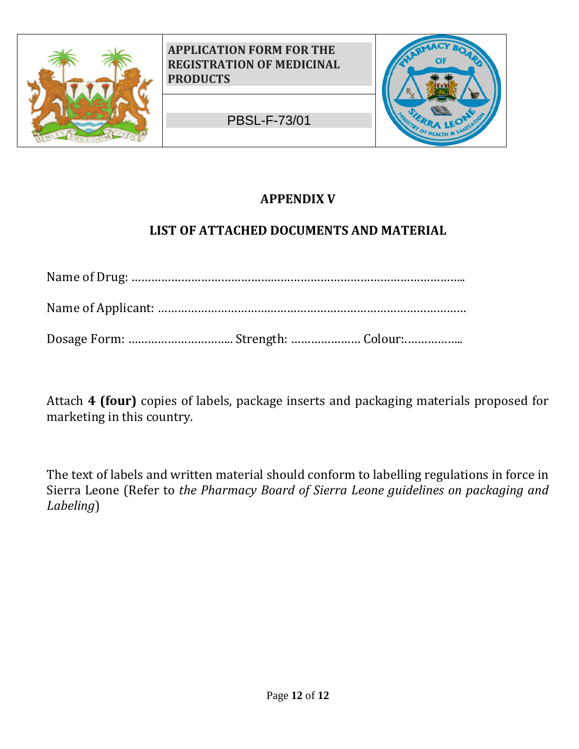| | | |
|---|---|---|
| | **APPLICATION FORM FOR THE REGISTRATION OF MEDICINAL PRODUCTS** | |
| | PBSL-F-73/01 | |

## APPENDIX V

## LIST OF ATTACHED DOCUMENTS AND MATERIAL

Name of Drug: …………………………………………………………………………………………..

Name of Applicant: ………………………………………………………………………………….

Dosage Form: ………………………….. Strength: ………………… Colour:……………..

Attach **4 (four)** copies of labels, package inserts and packaging materials proposed for marketing in this country.

The text of labels and written material should conform to labelling regulations in force in Sierra Leone (Refer to *the Pharmacy Board of Sierra Leone guidelines on packaging and Labeling*)